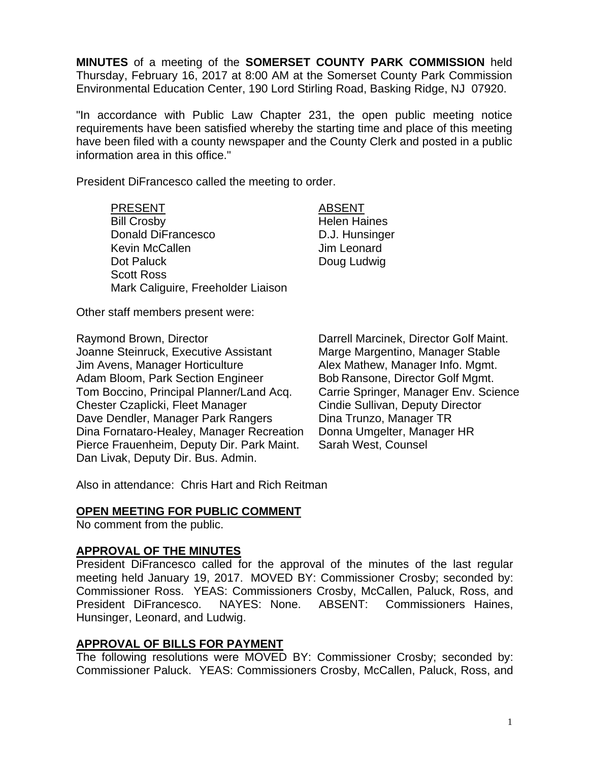**MINUTES** of a meeting of the **SOMERSET COUNTY PARK COMMISSION** held Thursday, February 16, 2017 at 8:00 AM at the Somerset County Park Commission Environmental Education Center, 190 Lord Stirling Road, Basking Ridge, NJ 07920.

"In accordance with Public Law Chapter 231, the open public meeting notice requirements have been satisfied whereby the starting time and place of this meeting have been filed with a county newspaper and the County Clerk and posted in a public information area in this office."

President DiFrancesco called the meeting to order.

| PRESENT | ABSENT |
|---|---|
| Bill Crosby | Helen Haines |
| Donald DiFrancesco | D.J. Hunsinger |
| Kevin McCallen | Jim Leonard |
| Dot Paluck | Doug Ludwig |
| Scott Ross | |
| Mark Caliguire, Freeholder Liaison | |

Other staff members present were:

Raymond Brown, Director
Joanne Steinruck, Executive Assistant
Jim Avens, Manager Horticulture
Adam Bloom, Park Section Engineer
Tom Boccino, Principal Planner/Land Acq.
Chester Czaplicki, Fleet Manager
Dave Dendler, Manager Park Rangers
Dina Fornataro-Healey, Manager Recreation
Pierce Frauenheim, Deputy Dir. Park Maint.
Dan Livak, Deputy Dir. Bus. Admin.
Darrell Marcinek, Director Golf Maint.
Marge Margentino, Manager Stable
Alex Mathew, Manager Info. Mgmt.
Bob Ransone, Director Golf Mgmt.
Carrie Springer, Manager Env. Science
Cindie Sullivan, Deputy Director
Dina Trunzo, Manager TR
Donna Umgelter, Manager HR
Sarah West, Counsel

Also in attendance: Chris Hart and Rich Reitman

## OPEN MEETING FOR PUBLIC COMMENT

No comment from the public.

## APPROVAL OF THE MINUTES

President DiFrancesco called for the approval of the minutes of the last regular meeting held January 19, 2017. MOVED BY: Commissioner Crosby; seconded by: Commissioner Ross. YEAS: Commissioners Crosby, McCallen, Paluck, Ross, and President DiFrancesco. NAYES: None. ABSENT: Commissioners Haines, Hunsinger, Leonard, and Ludwig.

## APPROVAL OF BILLS FOR PAYMENT

The following resolutions were MOVED BY: Commissioner Crosby; seconded by: Commissioner Paluck. YEAS: Commissioners Crosby, McCallen, Paluck, Ross, and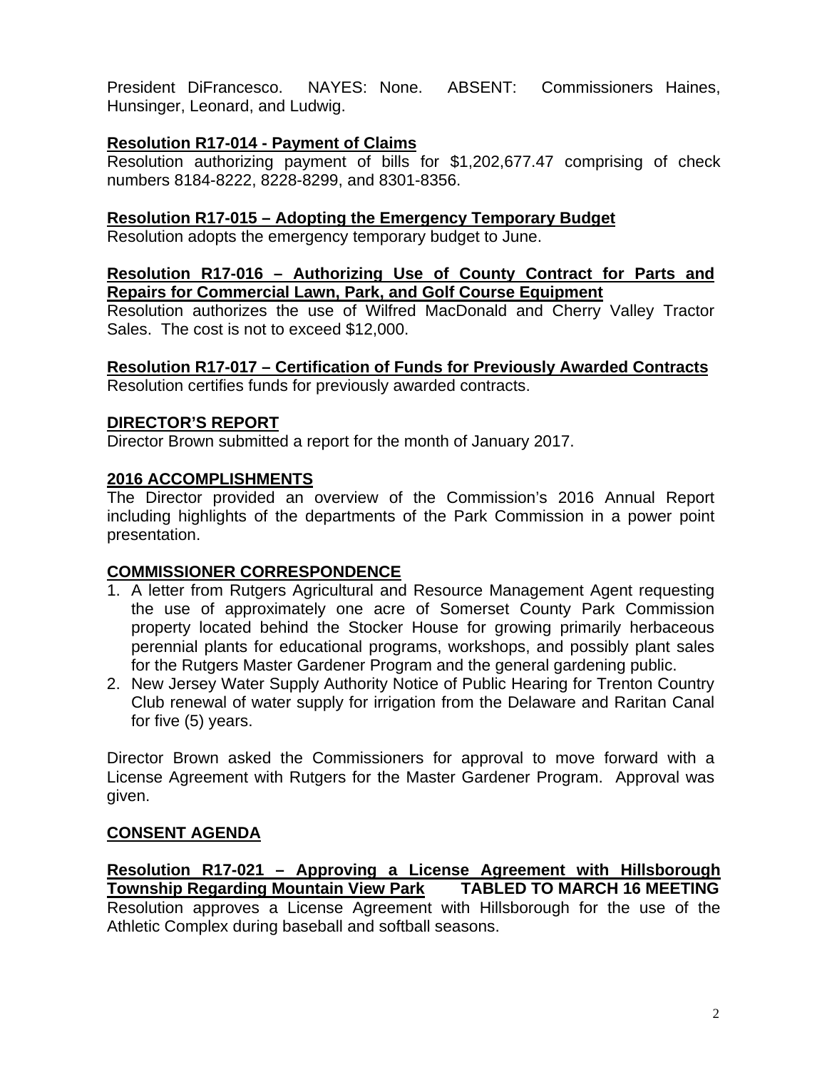President DiFrancesco. NAYES: None. ABSENT: Commissioners Haines, Hunsinger, Leonard, and Ludwig.

**Resolution R17-014 - Payment of Claims**
Resolution authorizing payment of bills for $1,202,677.47 comprising of check numbers 8184-8222, 8228-8299, and 8301-8356.

**Resolution R17-015 – Adopting the Emergency Temporary Budget**
Resolution adopts the emergency temporary budget to June.

**Resolution R17-016 – Authorizing Use of County Contract for Parts and Repairs for Commercial Lawn, Park, and Golf Course Equipment**
Resolution authorizes the use of Wilfred MacDonald and Cherry Valley Tractor Sales. The cost is not to exceed $12,000.

**Resolution R17-017 – Certification of Funds for Previously Awarded Contracts**
Resolution certifies funds for previously awarded contracts.

## DIRECTOR'S REPORT

Director Brown submitted a report for the month of January 2017.

## 2016 ACCOMPLISHMENTS

The Director provided an overview of the Commission's 2016 Annual Report including highlights of the departments of the Park Commission in a power point presentation.

## COMMISSIONER CORRESPONDENCE

1. A letter from Rutgers Agricultural and Resource Management Agent requesting the use of approximately one acre of Somerset County Park Commission property located behind the Stocker House for growing primarily herbaceous perennial plants for educational programs, workshops, and possibly plant sales for the Rutgers Master Gardener Program and the general gardening public.
2. New Jersey Water Supply Authority Notice of Public Hearing for Trenton Country Club renewal of water supply for irrigation from the Delaware and Raritan Canal for five (5) years.

Director Brown asked the Commissioners for approval to move forward with a License Agreement with Rutgers for the Master Gardener Program. Approval was given.

## CONSENT AGENDA

**Resolution R17-021 – Approving a License Agreement with Hillsborough Township Regarding Mountain View Park** **TABLED TO MARCH 16 MEETING**
Resolution approves a License Agreement with Hillsborough for the use of the Athletic Complex during baseball and softball seasons.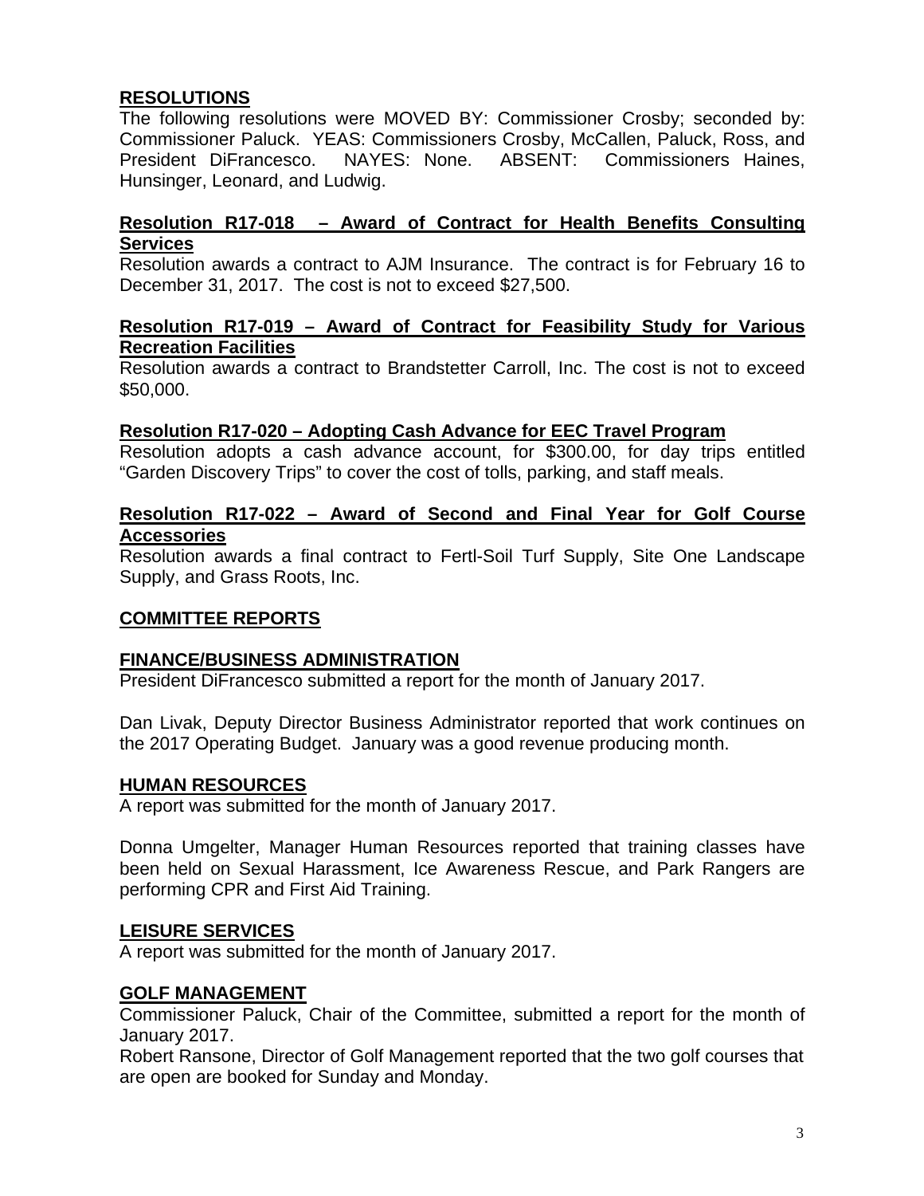## RESOLUTIONS

The following resolutions were MOVED BY: Commissioner Crosby; seconded by: Commissioner Paluck. YEAS: Commissioners Crosby, McCallen, Paluck, Ross, and President DiFrancesco. NAYES: None. ABSENT: Commissioners Haines, Hunsinger, Leonard, and Ludwig.

### Resolution R17-018 – Award of Contract for Health Benefits Consulting Services

Resolution awards a contract to AJM Insurance. The contract is for February 16 to December 31, 2017. The cost is not to exceed $27,500.

### Resolution R17-019 – Award of Contract for Feasibility Study for Various Recreation Facilities

Resolution awards a contract to Brandstetter Carroll, Inc. The cost is not to exceed $50,000.

### Resolution R17-020 – Adopting Cash Advance for EEC Travel Program

Resolution adopts a cash advance account, for $300.00, for day trips entitled "Garden Discovery Trips" to cover the cost of tolls, parking, and staff meals.

### Resolution R17-022 – Award of Second and Final Year for Golf Course Accessories

Resolution awards a final contract to Fertl-Soil Turf Supply, Site One Landscape Supply, and Grass Roots, Inc.

## COMMITTEE REPORTS

### FINANCE/BUSINESS ADMINISTRATION

President DiFrancesco submitted a report for the month of January 2017.

Dan Livak, Deputy Director Business Administrator reported that work continues on the 2017 Operating Budget. January was a good revenue producing month.

### HUMAN RESOURCES

A report was submitted for the month of January 2017.

Donna Umgelter, Manager Human Resources reported that training classes have been held on Sexual Harassment, Ice Awareness Rescue, and Park Rangers are performing CPR and First Aid Training.

### LEISURE SERVICES

A report was submitted for the month of January 2017.

### GOLF MANAGEMENT

Commissioner Paluck, Chair of the Committee, submitted a report for the month of January 2017.

Robert Ransone, Director of Golf Management reported that the two golf courses that are open are booked for Sunday and Monday.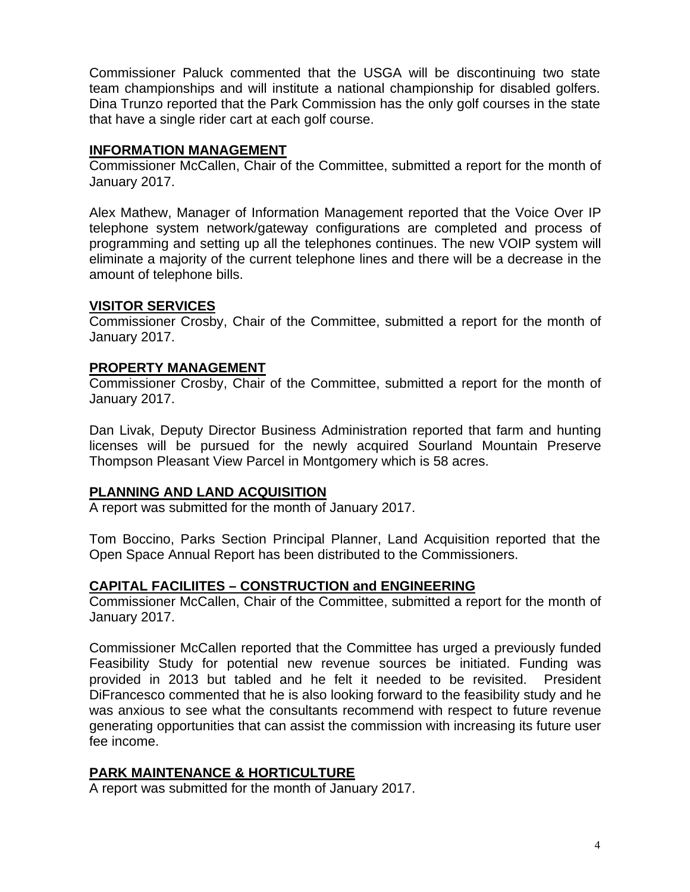Commissioner Paluck commented that the USGA will be discontinuing two state team championships and will institute a national championship for disabled golfers. Dina Trunzo reported that the Park Commission has the only golf courses in the state that have a single rider cart at each golf course.

## INFORMATION MANAGEMENT

Commissioner McCallen, Chair of the Committee, submitted a report for the month of January 2017.

Alex Mathew, Manager of Information Management reported that the Voice Over IP telephone system network/gateway configurations are completed and process of programming and setting up all the telephones continues. The new VOIP system will eliminate a majority of the current telephone lines and there will be a decrease in the amount of telephone bills.

## VISITOR SERVICES

Commissioner Crosby, Chair of the Committee, submitted a report for the month of January 2017.

## PROPERTY MANAGEMENT

Commissioner Crosby, Chair of the Committee, submitted a report for the month of January 2017.

Dan Livak, Deputy Director Business Administration reported that farm and hunting licenses will be pursued for the newly acquired Sourland Mountain Preserve Thompson Pleasant View Parcel in Montgomery which is 58 acres.

## PLANNING AND LAND ACQUISITION

A report was submitted for the month of January 2017.

Tom Boccino, Parks Section Principal Planner, Land Acquisition reported that the Open Space Annual Report has been distributed to the Commissioners.

## CAPITAL FACILIITES – CONSTRUCTION and ENGINEERING

Commissioner McCallen, Chair of the Committee, submitted a report for the month of January 2017.

Commissioner McCallen reported that the Committee has urged a previously funded Feasibility Study for potential new revenue sources be initiated. Funding was provided in 2013 but tabled and he felt it needed to be revisited. President DiFrancesco commented that he is also looking forward to the feasibility study and he was anxious to see what the consultants recommend with respect to future revenue generating opportunities that can assist the commission with increasing its future user fee income.

## PARK MAINTENANCE & HORTICULTURE

A report was submitted for the month of January 2017.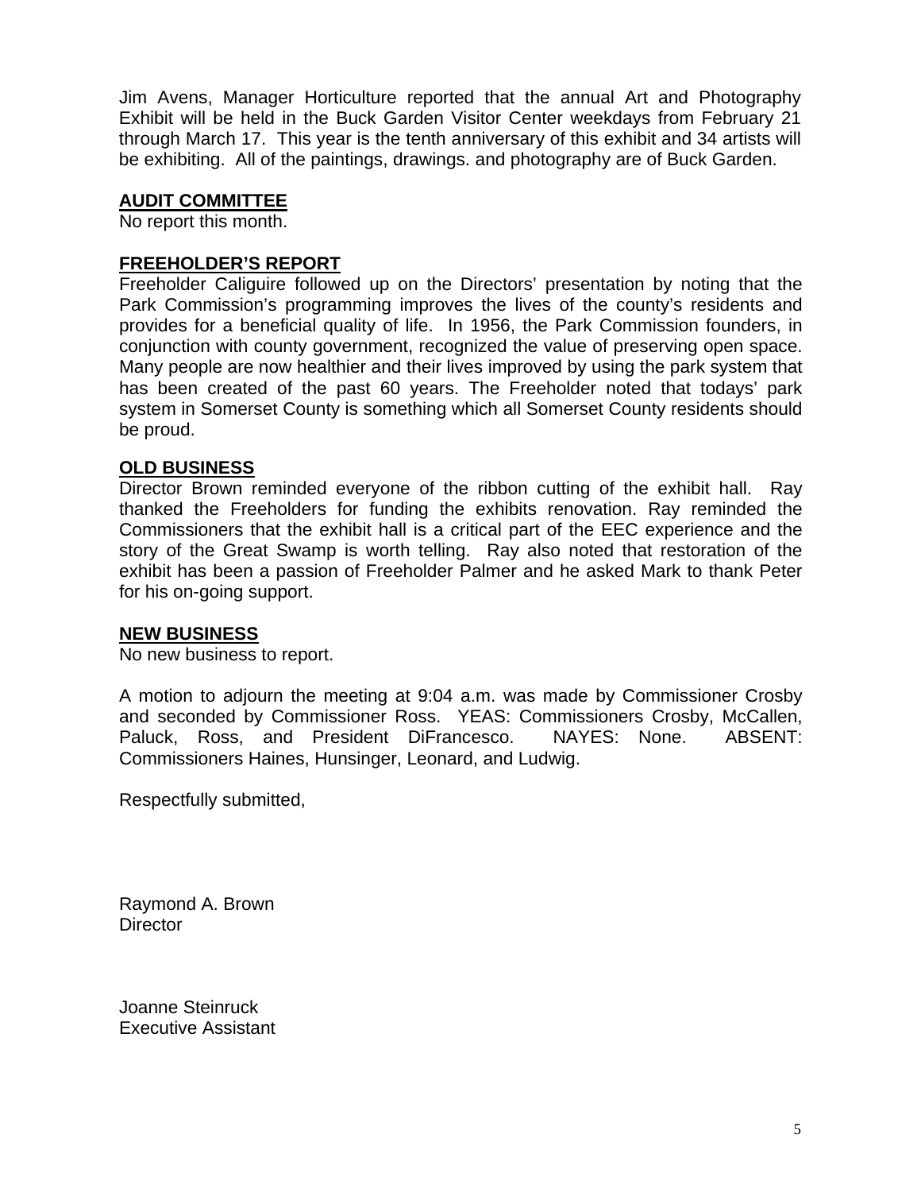Jim Avens, Manager Horticulture reported that the annual Art and Photography Exhibit will be held in the Buck Garden Visitor Center weekdays from February 21 through March 17. This year is the tenth anniversary of this exhibit and 34 artists will be exhibiting. All of the paintings, drawings. and photography are of Buck Garden.

**AUDIT COMMITTEE**

No report this month.

**FREEHOLDER'S REPORT**

Freeholder Caliguire followed up on the Directors' presentation by noting that the Park Commission's programming improves the lives of the county's residents and provides for a beneficial quality of life. In 1956, the Park Commission founders, in conjunction with county government, recognized the value of preserving open space. Many people are now healthier and their lives improved by using the park system that has been created of the past 60 years. The Freeholder noted that todays' park system in Somerset County is something which all Somerset County residents should be proud.

**OLD BUSINESS**

Director Brown reminded everyone of the ribbon cutting of the exhibit hall. Ray thanked the Freeholders for funding the exhibits renovation. Ray reminded the Commissioners that the exhibit hall is a critical part of the EEC experience and the story of the Great Swamp is worth telling. Ray also noted that restoration of the exhibit has been a passion of Freeholder Palmer and he asked Mark to thank Peter for his on-going support.

**NEW BUSINESS**

No new business to report.

A motion to adjourn the meeting at 9:04 a.m. was made by Commissioner Crosby and seconded by Commissioner Ross. YEAS: Commissioners Crosby, McCallen, Paluck, Ross, and President DiFrancesco. NAYES: None. ABSENT: Commissioners Haines, Hunsinger, Leonard, and Ludwig.

Respectfully submitted,

Raymond A. Brown
Director

Joanne Steinruck
Executive Assistant